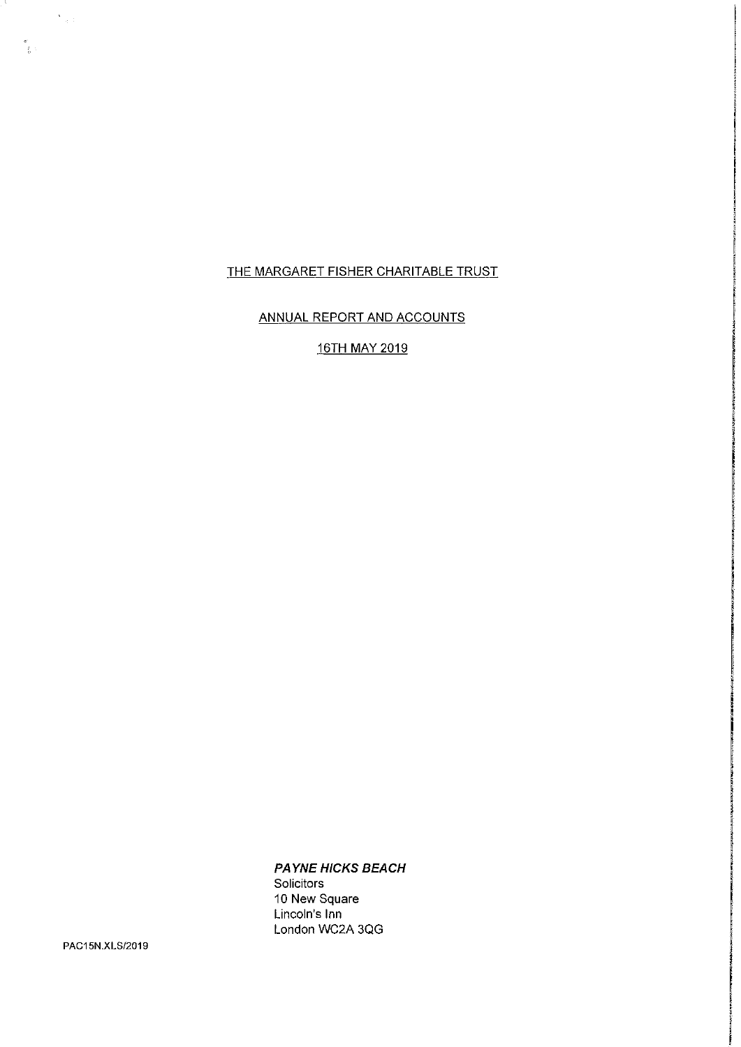# THE MARGARET FISHER CHARITABLE TRUST

## ANNUAL REPORT AND ACCOUNTS

## 16TH MAY 2019

***PAYNE HICKS BEACH***
Solicitors
10 New Square
Lincoln's Inn
London WC2A 3QG

PAC15N.XLS/2019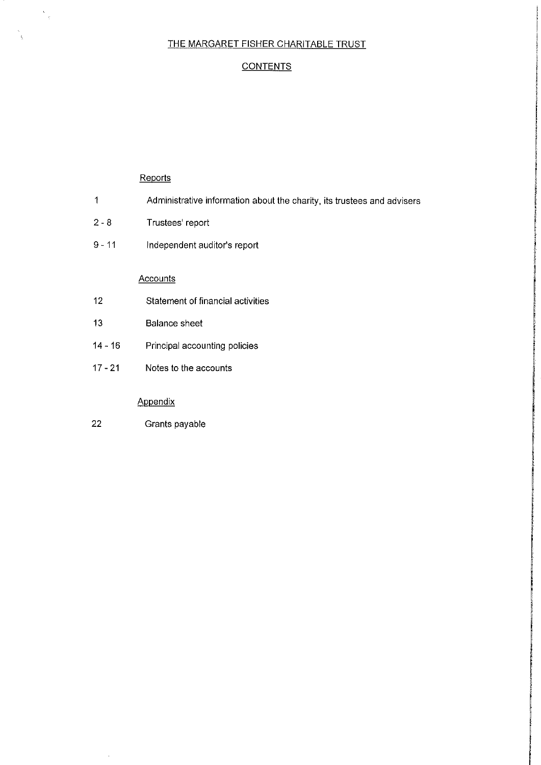# THE MARGARET FISHER CHARITABLE TRUST

## CONTENTS

### Reports

| | |
|---|---|
| 1 | Administrative information about the charity, its trustees and advisers |
| 2 - 8 | Trustees' report |
| 9 - 11 | Independent auditor's report |

### Accounts

| | |
|---|---|
| 12 | Statement of financial activities |
| 13 | Balance sheet |
| 14 - 16 | Principal accounting policies |
| 17 - 21 | Notes to the accounts |

### Appendix

| | |
|---|---|
| 22 | Grants payable |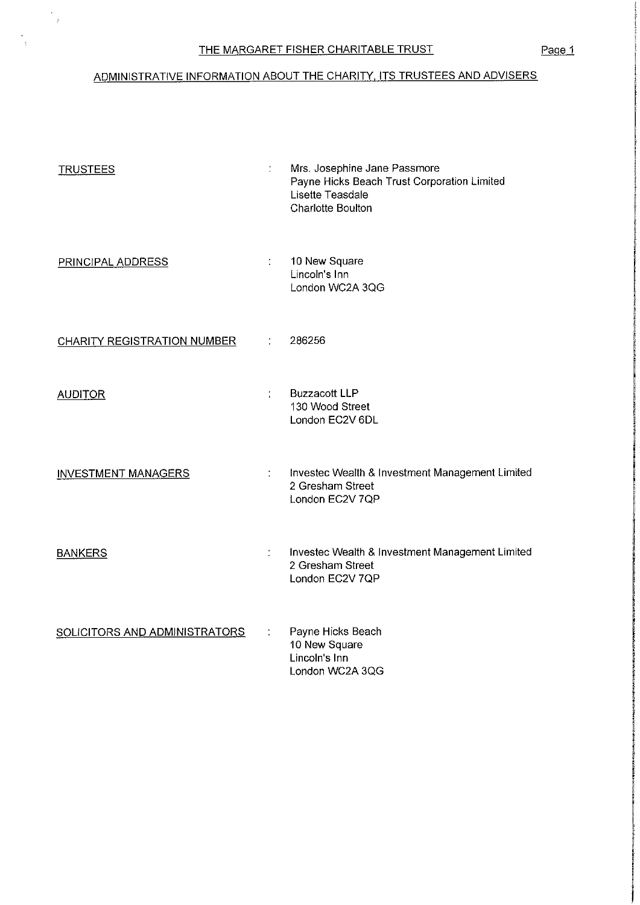# THE MARGARET FISHER CHARITABLE TRUST

## ADMINISTRATIVE INFORMATION ABOUT THE CHARITY, ITS TRUSTEES AND ADVISERS

| | | |
|---|---|---|
| TRUSTEES | : | Mrs. Josephine Jane Passmore<br>Payne Hicks Beach Trust Corporation Limited<br>Lisette Teasdale<br>Charlotte Boulton |
| PRINCIPAL ADDRESS | : | 10 New Square<br>Lincoln's Inn<br>London WC2A 3QG |
| CHARITY REGISTRATION NUMBER | : | 286256 |
| AUDITOR | : | Buzzacott LLP<br>130 Wood Street<br>London EC2V 6DL |
| INVESTMENT MANAGERS | : | Investec Wealth & Investment Management Limited<br>2 Gresham Street<br>London EC2V 7QP |
| BANKERS | : | Investec Wealth & Investment Management Limited<br>2 Gresham Street<br>London EC2V 7QP |
| SOLICITORS AND ADMINISTRATORS | : | Payne Hicks Beach<br>10 New Square<br>Lincoln's Inn<br>London WC2A 3QG |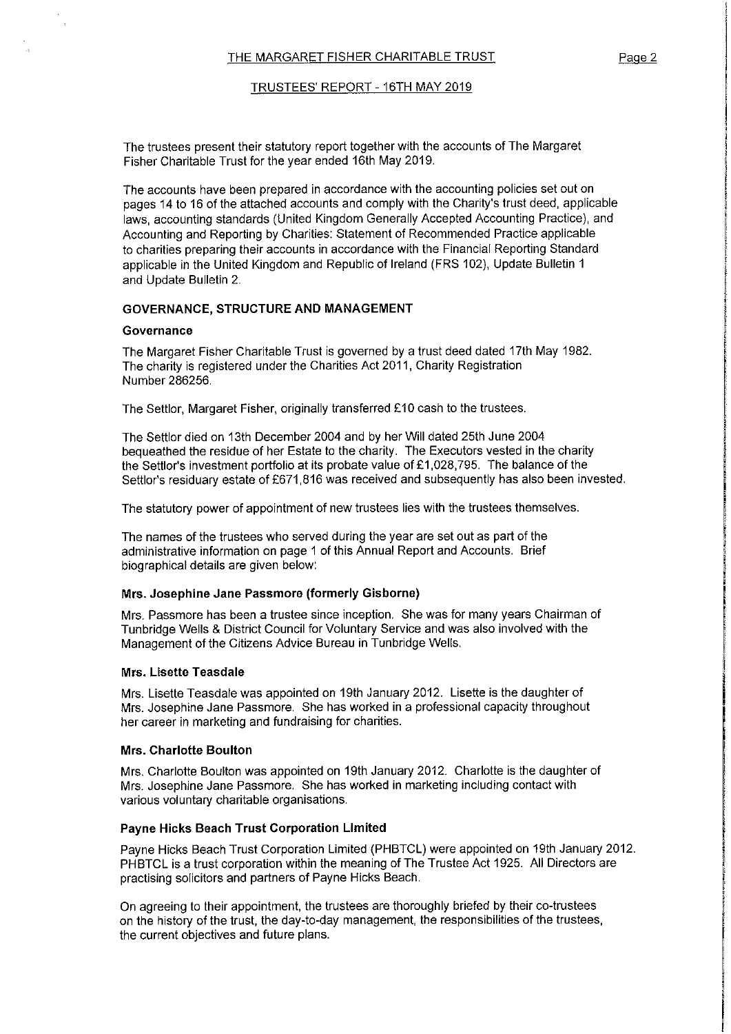The trustees present their statutory report together with the accounts of The Margaret Fisher Charitable Trust for the year ended 16th May 2019.

The accounts have been prepared in accordance with the accounting policies set out on pages 14 to 16 of the attached accounts and comply with the Charity's trust deed, applicable laws, accounting standards (United Kingdom Generally Accepted Accounting Practice), and Accounting and Reporting by Charities: Statement of Recommended Practice applicable to charities preparing their accounts in accordance with the Financial Reporting Standard applicable in the United Kingdom and Republic of Ireland (FRS 102), Update Bulletin 1 and Update Bulletin 2.

## GOVERNANCE, STRUCTURE AND MANAGEMENT

### Governance

The Margaret Fisher Charitable Trust is governed by a trust deed dated 17th May 1982. The charity is registered under the Charities Act 2011, Charity Registration Number 286256.

The Settlor, Margaret Fisher, originally transferred £10 cash to the trustees.

The Settlor died on 13th December 2004 and by her Will dated 25th June 2004 bequeathed the residue of her Estate to the charity. The Executors vested in the charity the Settlor's investment portfolio at its probate value of £1,028,795. The balance of the Settlor's residuary estate of £671,816 was received and subsequently has also been invested.

The statutory power of appointment of new trustees lies with the trustees themselves.

The names of the trustees who served during the year are set out as part of the administrative information on page 1 of this Annual Report and Accounts. Brief biographical details are given below:

### Mrs. Josephine Jane Passmore (formerly Gisborne)

Mrs. Passmore has been a trustee since inception. She was for many years Chairman of Tunbridge Wells & District Council for Voluntary Service and was also involved with the Management of the Citizens Advice Bureau in Tunbridge Wells.

### Mrs. Lisette Teasdale

Mrs. Lisette Teasdale was appointed on 19th January 2012. Lisette is the daughter of Mrs. Josephine Jane Passmore. She has worked in a professional capacity throughout her career in marketing and fundraising for charities.

### Mrs. Charlotte Boulton

Mrs. Charlotte Boulton was appointed on 19th January 2012. Charlotte is the daughter of Mrs. Josephine Jane Passmore. She has worked in marketing including contact with various voluntary charitable organisations.

### Payne Hicks Beach Trust Corporation Limited

Payne Hicks Beach Trust Corporation Limited (PHBTCL) were appointed on 19th January 2012. PHBTCL is a trust corporation within the meaning of The Trustee Act 1925. All Directors are practising solicitors and partners of Payne Hicks Beach.

On agreeing to their appointment, the trustees are thoroughly briefed by their co-trustees on the history of the trust, the day-to-day management, the responsibilities of the trustees, the current objectives and future plans.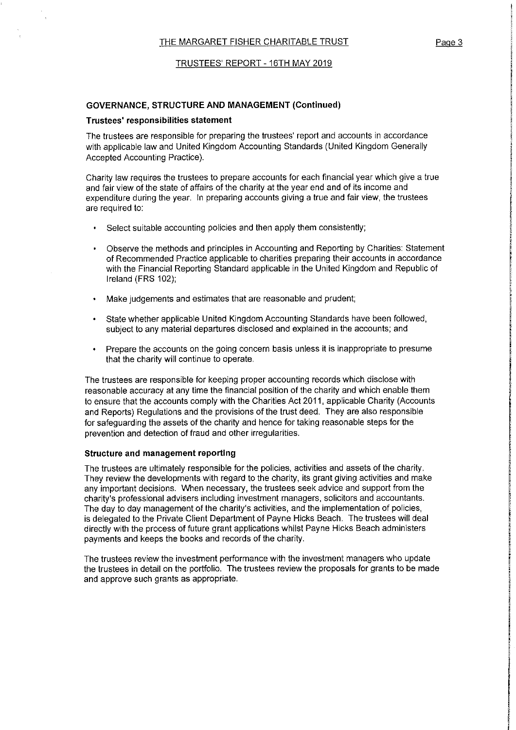## GOVERNANCE, STRUCTURE AND MANAGEMENT (Continued)

### Trustees' responsibilities statement

The trustees are responsible for preparing the trustees' report and accounts in accordance with applicable law and United Kingdom Accounting Standards (United Kingdom Generally Accepted Accounting Practice).

Charity law requires the trustees to prepare accounts for each financial year which give a true and fair view of the state of affairs of the charity at the year end and of its income and expenditure during the year. In preparing accounts giving a true and fair view, the trustees are required to:

- Select suitable accounting policies and then apply them consistently;
- Observe the methods and principles in Accounting and Reporting by Charities: Statement of Recommended Practice applicable to charities preparing their accounts in accordance with the Financial Reporting Standard applicable in the United Kingdom and Republic of Ireland (FRS 102);
- Make judgements and estimates that are reasonable and prudent;
- State whether applicable United Kingdom Accounting Standards have been followed, subject to any material departures disclosed and explained in the accounts; and
- Prepare the accounts on the going concern basis unless it is inappropriate to presume that the charity will continue to operate.

The trustees are responsible for keeping proper accounting records which disclose with reasonable accuracy at any time the financial position of the charity and which enable them to ensure that the accounts comply with the Charities Act 2011, applicable Charity (Accounts and Reports) Regulations and the provisions of the trust deed. They are also responsible for safeguarding the assets of the charity and hence for taking reasonable steps for the prevention and detection of fraud and other irregularities.

### Structure and management reporting

The trustees are ultimately responsible for the policies, activities and assets of the charity. They review the developments with regard to the charity, its grant giving activities and make any important decisions. When necessary, the trustees seek advice and support from the charity's professional advisers including investment managers, solicitors and accountants. The day to day management of the charity's activities, and the implementation of policies, is delegated to the Private Client Department of Payne Hicks Beach. The trustees will deal directly with the process of future grant applications whilst Payne Hicks Beach administers payments and keeps the books and records of the charity.

The trustees review the investment performance with the investment managers who update the trustees in detail on the portfolio. The trustees review the proposals for grants to be made and approve such grants as appropriate.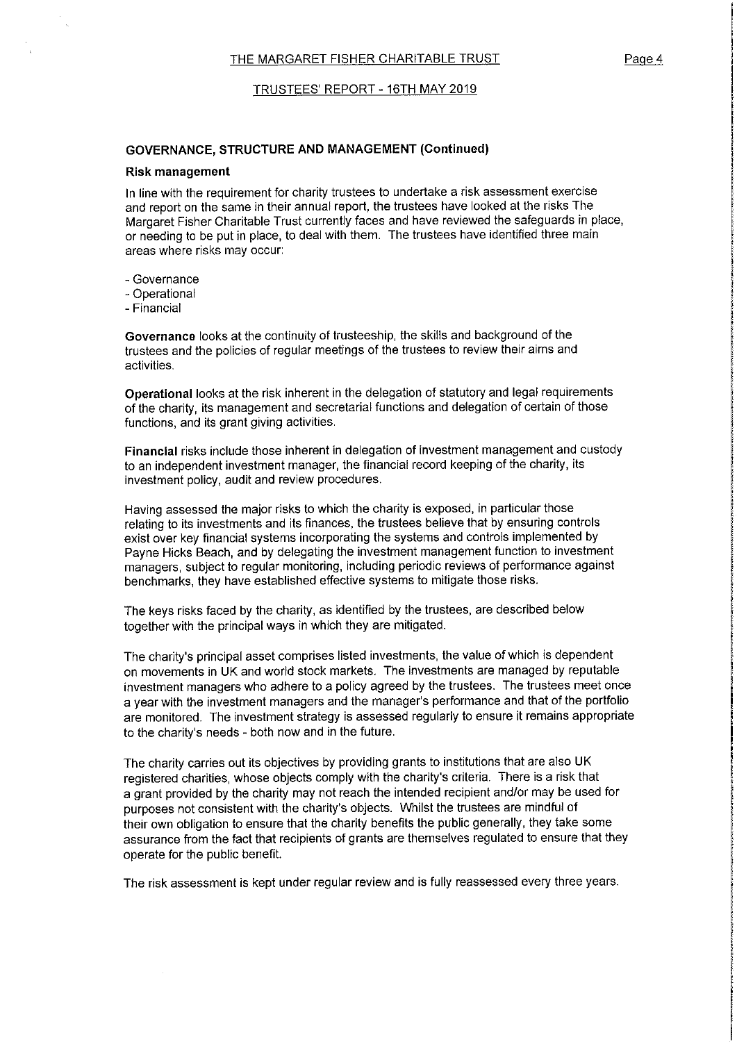## GOVERNANCE, STRUCTURE AND MANAGEMENT (Continued)

### Risk management

In line with the requirement for charity trustees to undertake a risk assessment exercise and report on the same in their annual report, the trustees have looked at the risks The Margaret Fisher Charitable Trust currently faces and have reviewed the safeguards in place, or needing to be put in place, to deal with them. The trustees have identified three main areas where risks may occur:

- Governance
- Operational
- Financial

**Governance** looks at the continuity of trusteeship, the skills and background of the trustees and the policies of regular meetings of the trustees to review their aims and activities.

**Operational** looks at the risk inherent in the delegation of statutory and legal requirements of the charity, its management and secretarial functions and delegation of certain of those functions, and its grant giving activities.

**Financial** risks include those inherent in delegation of investment management and custody to an independent investment manager, the financial record keeping of the charity, its investment policy, audit and review procedures.

Having assessed the major risks to which the charity is exposed, in particular those relating to its investments and its finances, the trustees believe that by ensuring controls exist over key financial systems incorporating the systems and controls implemented by Payne Hicks Beach, and by delegating the investment management function to investment managers, subject to regular monitoring, including periodic reviews of performance against benchmarks, they have established effective systems to mitigate those risks.

The keys risks faced by the charity, as identified by the trustees, are described below together with the principal ways in which they are mitigated.

The charity's principal asset comprises listed investments, the value of which is dependent on movements in UK and world stock markets. The investments are managed by reputable investment managers who adhere to a policy agreed by the trustees. The trustees meet once a year with the investment managers and the manager's performance and that of the portfolio are monitored. The investment strategy is assessed regularly to ensure it remains appropriate to the charity's needs - both now and in the future.

The charity carries out its objectives by providing grants to institutions that are also UK registered charities, whose objects comply with the charity's criteria. There is a risk that a grant provided by the charity may not reach the intended recipient and/or may be used for purposes not consistent with the charity's objects. Whilst the trustees are mindful of their own obligation to ensure that the charity benefits the public generally, they take some assurance from the fact that recipients of grants are themselves regulated to ensure that they operate for the public benefit.

The risk assessment is kept under regular review and is fully reassessed every three years.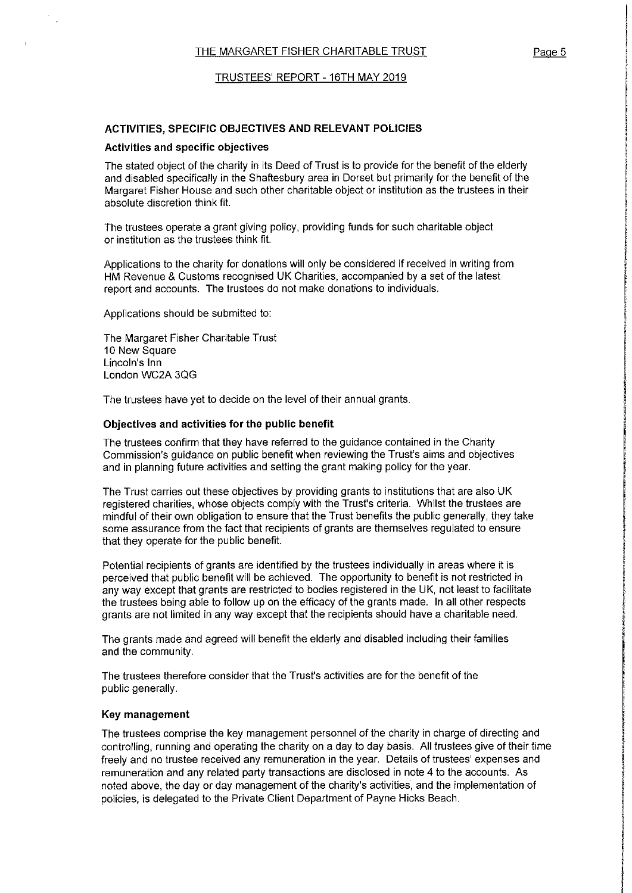## ACTIVITIES, SPECIFIC OBJECTIVES AND RELEVANT POLICIES

### Activities and specific objectives

The stated object of the charity in its Deed of Trust is to provide for the benefit of the elderly and disabled specifically in the Shaftesbury area in Dorset but primarily for the benefit of the Margaret Fisher House and such other charitable object or institution as the trustees in their absolute discretion think fit.

The trustees operate a grant giving policy, providing funds for such charitable object or institution as the trustees think fit.

Applications to the charity for donations will only be considered if received in writing from HM Revenue & Customs recognised UK Charities, accompanied by a set of the latest report and accounts. The trustees do not make donations to individuals.

Applications should be submitted to:

The Margaret Fisher Charitable Trust
10 New Square
Lincoln's Inn
London WC2A 3QG

The trustees have yet to decide on the level of their annual grants.

### Objectives and activities for the public benefit

The trustees confirm that they have referred to the guidance contained in the Charity Commission's guidance on public benefit when reviewing the Trust's aims and objectives and in planning future activities and setting the grant making policy for the year.

The Trust carries out these objectives by providing grants to institutions that are also UK registered charities, whose objects comply with the Trust's criteria. Whilst the trustees are mindful of their own obligation to ensure that the Trust benefits the public generally, they take some assurance from the fact that recipients of grants are themselves regulated to ensure that they operate for the public benefit.

Potential recipients of grants are identified by the trustees individually in areas where it is perceived that public benefit will be achieved. The opportunity to benefit is not restricted in any way except that grants are restricted to bodies registered in the UK, not least to facilitate the trustees being able to follow up on the efficacy of the grants made. In all other respects grants are not limited in any way except that the recipients should have a charitable need.

The grants made and agreed will benefit the elderly and disabled including their families and the community.

The trustees therefore consider that the Trust's activities are for the benefit of the public generally.

### Key management

The trustees comprise the key management personnel of the charity in charge of directing and controlling, running and operating the charity on a day to day basis. All trustees give of their time freely and no trustee received any remuneration in the year. Details of trustees' expenses and remuneration and any related party transactions are disclosed in note 4 to the accounts. As noted above, the day or day management of the charity's activities, and the implementation of policies, is delegated to the Private Client Department of Payne Hicks Beach.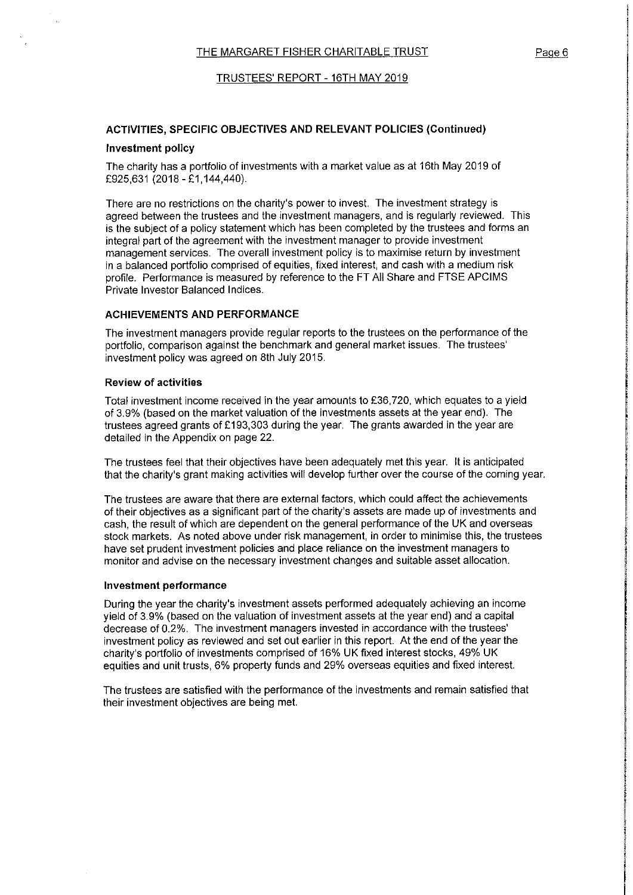## ACTIVITIES, SPECIFIC OBJECTIVES AND RELEVANT POLICIES (Continued)

### Investment policy

The charity has a portfolio of investments with a market value as at 16th May 2019 of £925,631 (2018 - £1,144,440).

There are no restrictions on the charity's power to invest. The investment strategy is agreed between the trustees and the investment managers, and is regularly reviewed. This is the subject of a policy statement which has been completed by the trustees and forms an integral part of the agreement with the investment manager to provide investment management services. The overall investment policy is to maximise return by investment in a balanced portfolio comprised of equities, fixed interest, and cash with a medium risk profile. Performance is measured by reference to the FT All Share and FTSE APCIMS Private Investor Balanced Indices.

## ACHIEVEMENTS AND PERFORMANCE

The investment managers provide regular reports to the trustees on the performance of the portfolio, comparison against the benchmark and general market issues. The trustees' investment policy was agreed on 8th July 2015.

### Review of activities

Total investment income received in the year amounts to £36,720, which equates to a yield of 3.9% (based on the market valuation of the investments assets at the year end). The trustees agreed grants of £193,303 during the year. The grants awarded in the year are detailed in the Appendix on page 22.

The trustees feel that their objectives have been adequately met this year. It is anticipated that the charity's grant making activities will develop further over the course of the coming year.

The trustees are aware that there are external factors, which could affect the achievements of their objectives as a significant part of the charity's assets are made up of investments and cash, the result of which are dependent on the general performance of the UK and overseas stock markets. As noted above under risk management, in order to minimise this, the trustees have set prudent investment policies and place reliance on the investment managers to monitor and advise on the necessary investment changes and suitable asset allocation.

### Investment performance

During the year the charity's investment assets performed adequately achieving an income yield of 3.9% (based on the valuation of investment assets at the year end) and a capital decrease of 0.2%. The investment managers invested in accordance with the trustees' investment policy as reviewed and set out earlier in this report. At the end of the year the charity's portfolio of investments comprised of 16% UK fixed interest stocks, 49% UK equities and unit trusts, 6% property funds and 29% overseas equities and fixed interest.

The trustees are satisfied with the performance of the investments and remain satisfied that their investment objectives are being met.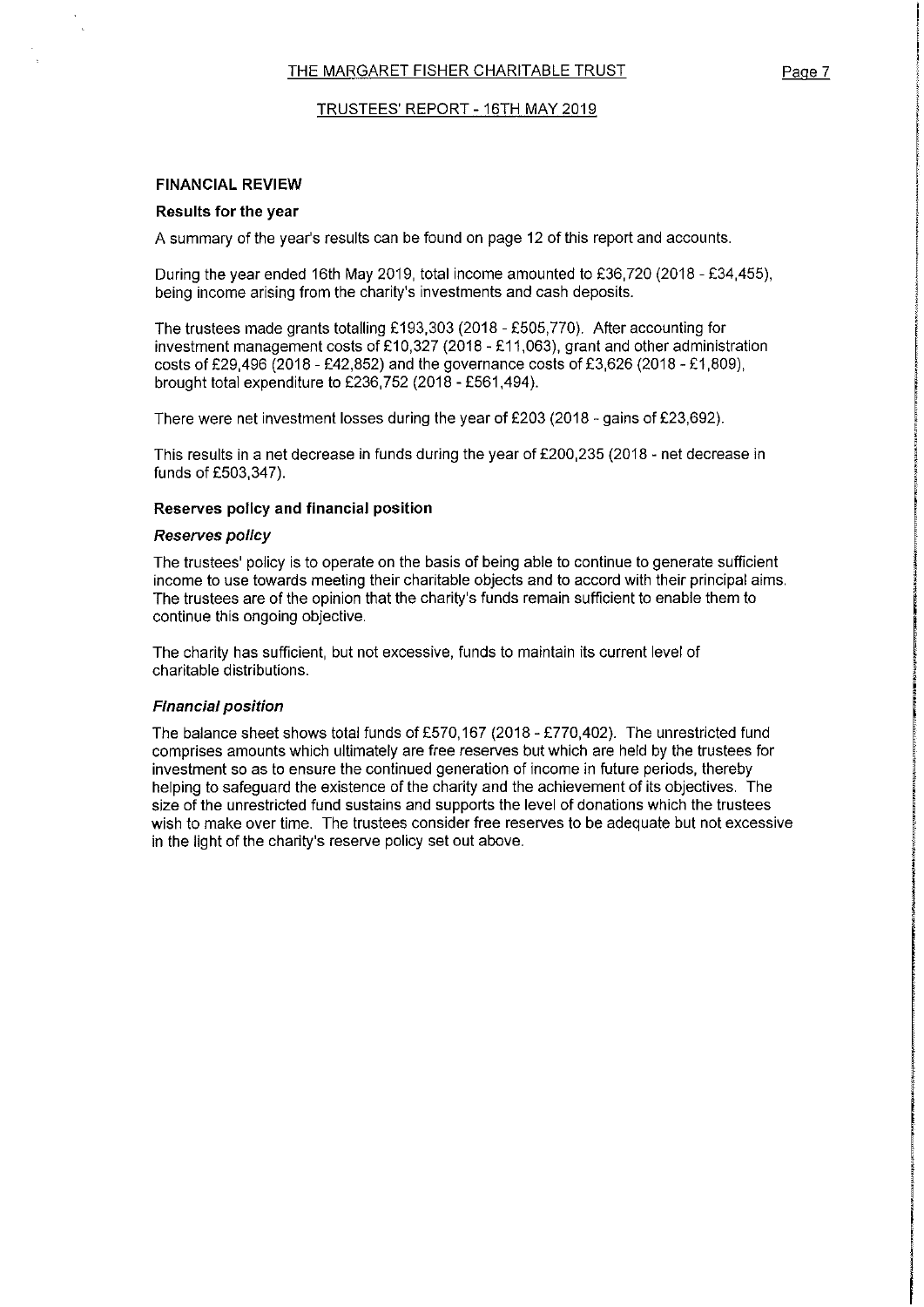## FINANCIAL REVIEW

### Results for the year

A summary of the year's results can be found on page 12 of this report and accounts.

During the year ended 16th May 2019, total income amounted to £36,720 (2018 - £34,455), being income arising from the charity's investments and cash deposits.

The trustees made grants totalling £193,303 (2018 - £505,770). After accounting for investment management costs of £10,327 (2018 - £11,063), grant and other administration costs of £29,496 (2018 - £42,852) and the governance costs of £3,626 (2018 - £1,809), brought total expenditure to £236,752 (2018 - £561,494).

There were net investment losses during the year of £203 (2018 - gains of £23,692).

This results in a net decrease in funds during the year of £200,235 (2018 - net decrease in funds of £503,347).

### Reserves policy and financial position

#### *Reserves policy*

The trustees' policy is to operate on the basis of being able to continue to generate sufficient income to use towards meeting their charitable objects and to accord with their principal aims. The trustees are of the opinion that the charity's funds remain sufficient to enable them to continue this ongoing objective.

The charity has sufficient, but not excessive, funds to maintain its current level of charitable distributions.

#### *Financial position*

The balance sheet shows total funds of £570,167 (2018 - £770,402). The unrestricted fund comprises amounts which ultimately are free reserves but which are held by the trustees for investment so as to ensure the continued generation of income in future periods, thereby helping to safeguard the existence of the charity and the achievement of its objectives. The size of the unrestricted fund sustains and supports the level of donations which the trustees wish to make over time. The trustees consider free reserves to be adequate but not excessive in the light of the charity's reserve policy set out above.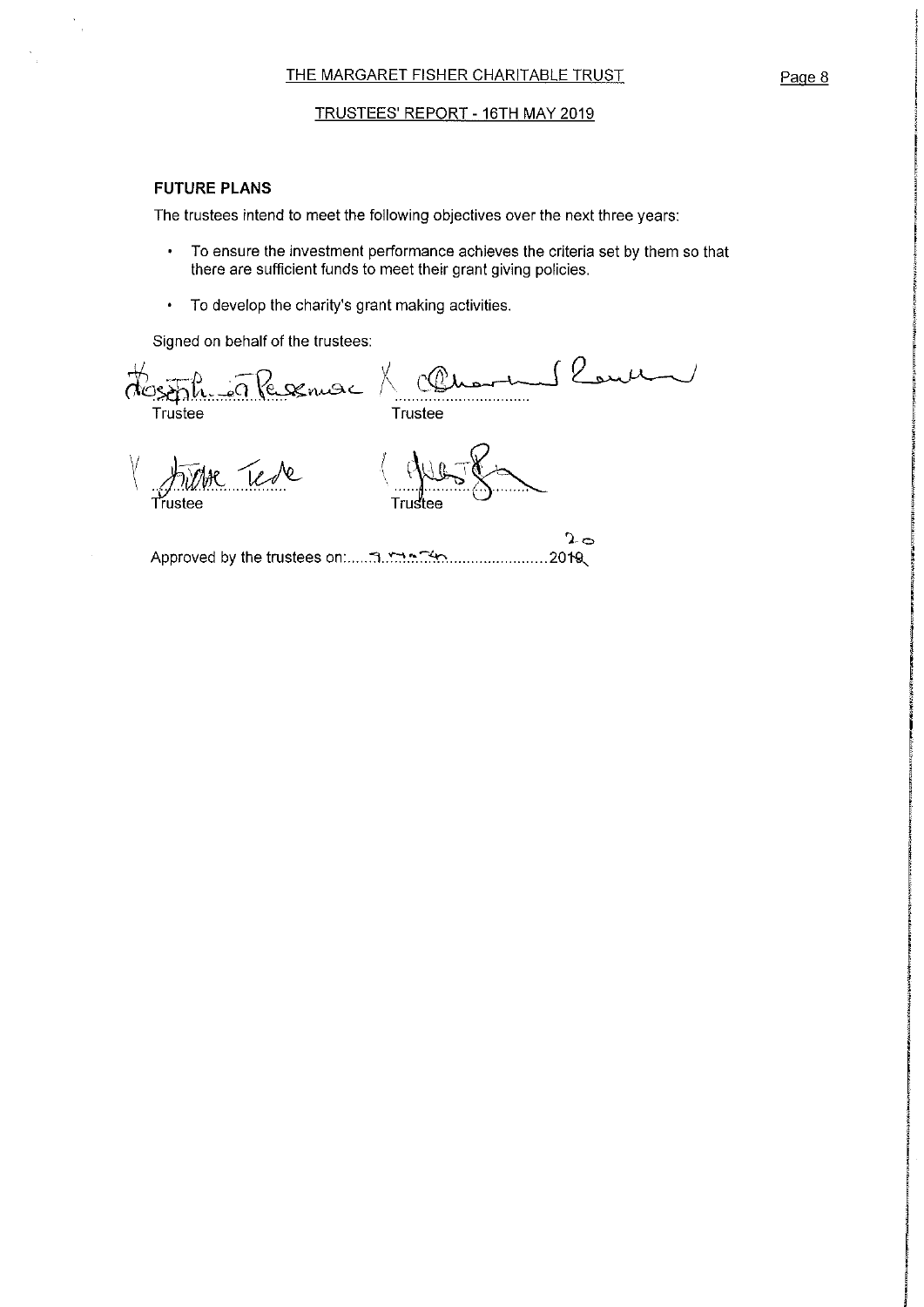## FUTURE PLANS

The trustees intend to meet the following objectives over the next three years:

- To ensure the investment performance achieves the criteria set by them so that there are sufficient funds to meet their grant giving policies.
- To develop the charity's grant making activities.

Signed on behalf of the trustees:

Trustee

Trustee

Trustee

Trustee

Approved by the trustees on:.....9 March.......................2020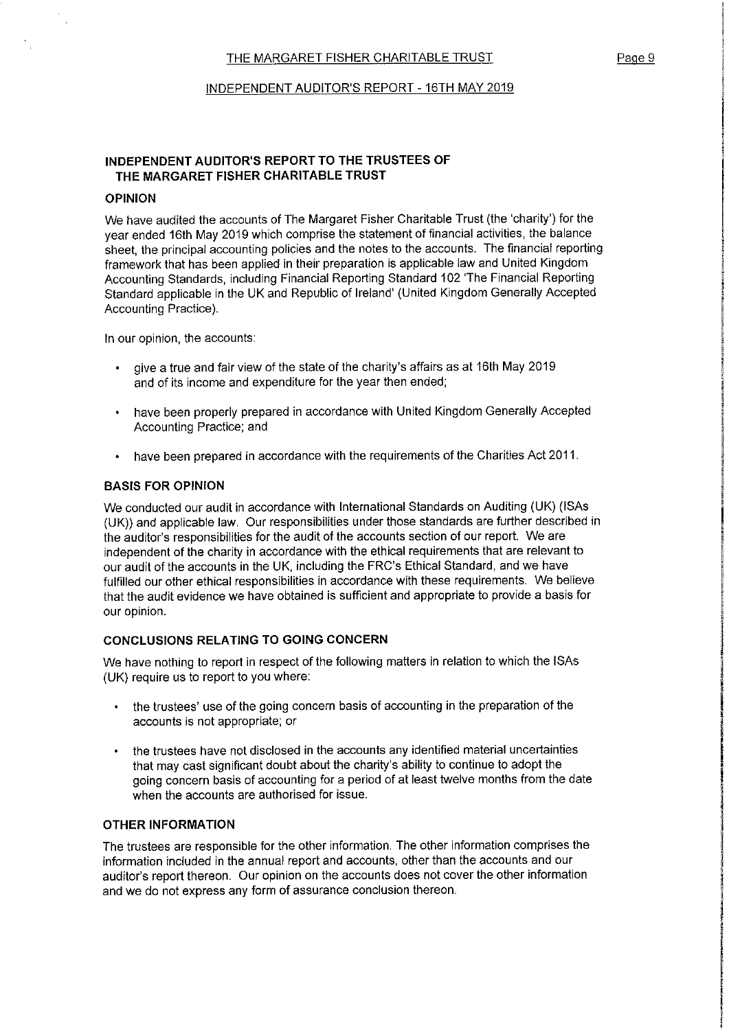## INDEPENDENT AUDITOR'S REPORT TO THE TRUSTEES OF THE MARGARET FISHER CHARITABLE TRUST

### OPINION

We have audited the accounts of The Margaret Fisher Charitable Trust (the 'charity') for the year ended 16th May 2019 which comprise the statement of financial activities, the balance sheet, the principal accounting policies and the notes to the accounts. The financial reporting framework that has been applied in their preparation is applicable law and United Kingdom Accounting Standards, including Financial Reporting Standard 102 'The Financial Reporting Standard applicable in the UK and Republic of Ireland' (United Kingdom Generally Accepted Accounting Practice).

In our opinion, the accounts:

- give a true and fair view of the state of the charity's affairs as at 16th May 2019 and of its income and expenditure for the year then ended;
- have been properly prepared in accordance with United Kingdom Generally Accepted Accounting Practice; and
- have been prepared in accordance with the requirements of the Charities Act 2011.

### BASIS FOR OPINION

We conducted our audit in accordance with International Standards on Auditing (UK) (ISAs (UK)) and applicable law. Our responsibilities under those standards are further described in the auditor's responsibilities for the audit of the accounts section of our report. We are independent of the charity in accordance with the ethical requirements that are relevant to our audit of the accounts in the UK, including the FRC's Ethical Standard, and we have fulfilled our other ethical responsibilities in accordance with these requirements. We believe that the audit evidence we have obtained is sufficient and appropriate to provide a basis for our opinion.

### CONCLUSIONS RELATING TO GOING CONCERN

We have nothing to report in respect of the following matters in relation to which the ISAs (UK) require us to report to you where:

- the trustees' use of the going concern basis of accounting in the preparation of the accounts is not appropriate; or
- the trustees have not disclosed in the accounts any identified material uncertainties that may cast significant doubt about the charity's ability to continue to adopt the going concern basis of accounting for a period of at least twelve months from the date when the accounts are authorised for issue.

### OTHER INFORMATION

The trustees are responsible for the other information. The other information comprises the information included in the annual report and accounts, other than the accounts and our auditor's report thereon. Our opinion on the accounts does not cover the other information and we do not express any form of assurance conclusion thereon.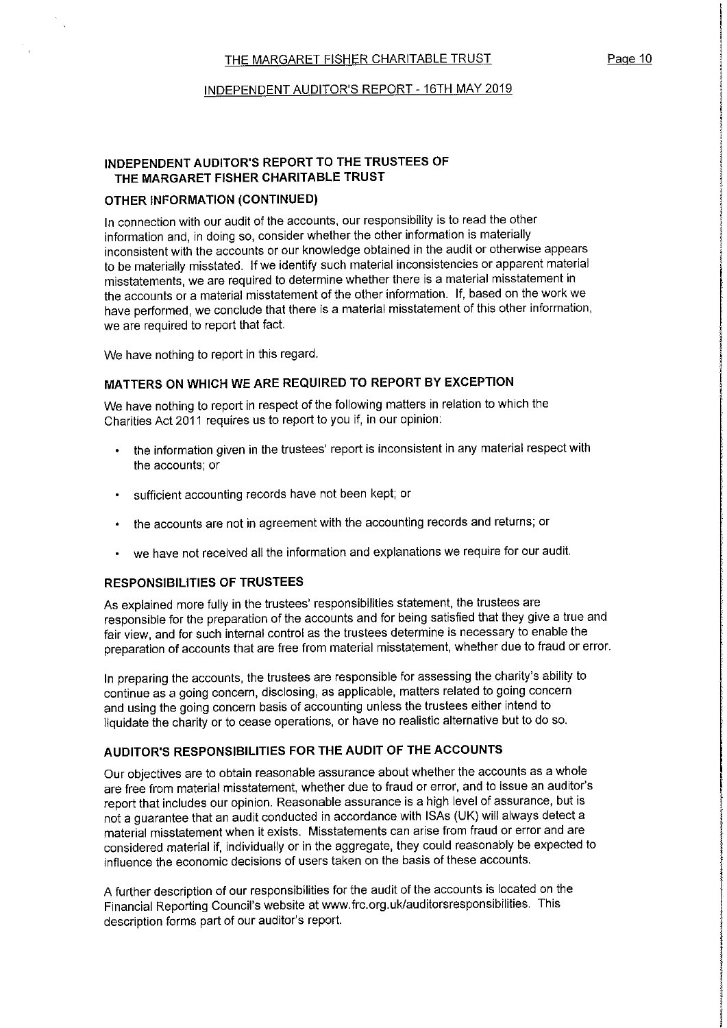## INDEPENDENT AUDITOR'S REPORT TO THE TRUSTEES OF THE MARGARET FISHER CHARITABLE TRUST

### OTHER INFORMATION (CONTINUED)

In connection with our audit of the accounts, our responsibility is to read the other information and, in doing so, consider whether the other information is materially inconsistent with the accounts or our knowledge obtained in the audit or otherwise appears to be materially misstated. If we identify such material inconsistencies or apparent material misstatements, we are required to determine whether there is a material misstatement in the accounts or a material misstatement of the other information. If, based on the work we have performed, we conclude that there is a material misstatement of this other information, we are required to report that fact.

We have nothing to report in this regard.

### MATTERS ON WHICH WE ARE REQUIRED TO REPORT BY EXCEPTION

We have nothing to report in respect of the following matters in relation to which the Charities Act 2011 requires us to report to you if, in our opinion:

- the information given in the trustees' report is inconsistent in any material respect with the accounts; or
- sufficient accounting records have not been kept; or
- the accounts are not in agreement with the accounting records and returns; or
- we have not received all the information and explanations we require for our audit.

### RESPONSIBILITIES OF TRUSTEES

As explained more fully in the trustees' responsibilities statement, the trustees are responsible for the preparation of the accounts and for being satisfied that they give a true and fair view, and for such internal control as the trustees determine is necessary to enable the preparation of accounts that are free from material misstatement, whether due to fraud or error.

In preparing the accounts, the trustees are responsible for assessing the charity's ability to continue as a going concern, disclosing, as applicable, matters related to going concern and using the going concern basis of accounting unless the trustees either intend to liquidate the charity or to cease operations, or have no realistic alternative but to do so.

### AUDITOR'S RESPONSIBILITIES FOR THE AUDIT OF THE ACCOUNTS

Our objectives are to obtain reasonable assurance about whether the accounts as a whole are free from material misstatement, whether due to fraud or error, and to issue an auditor's report that includes our opinion. Reasonable assurance is a high level of assurance, but is not a guarantee that an audit conducted in accordance with ISAs (UK) will always detect a material misstatement when it exists. Misstatements can arise from fraud or error and are considered material if, individually or in the aggregate, they could reasonably be expected to influence the economic decisions of users taken on the basis of these accounts.

A further description of our responsibilities for the audit of the accounts is located on the Financial Reporting Council's website at www.frc.org.uk/auditorsresponsibilities. This description forms part of our auditor's report.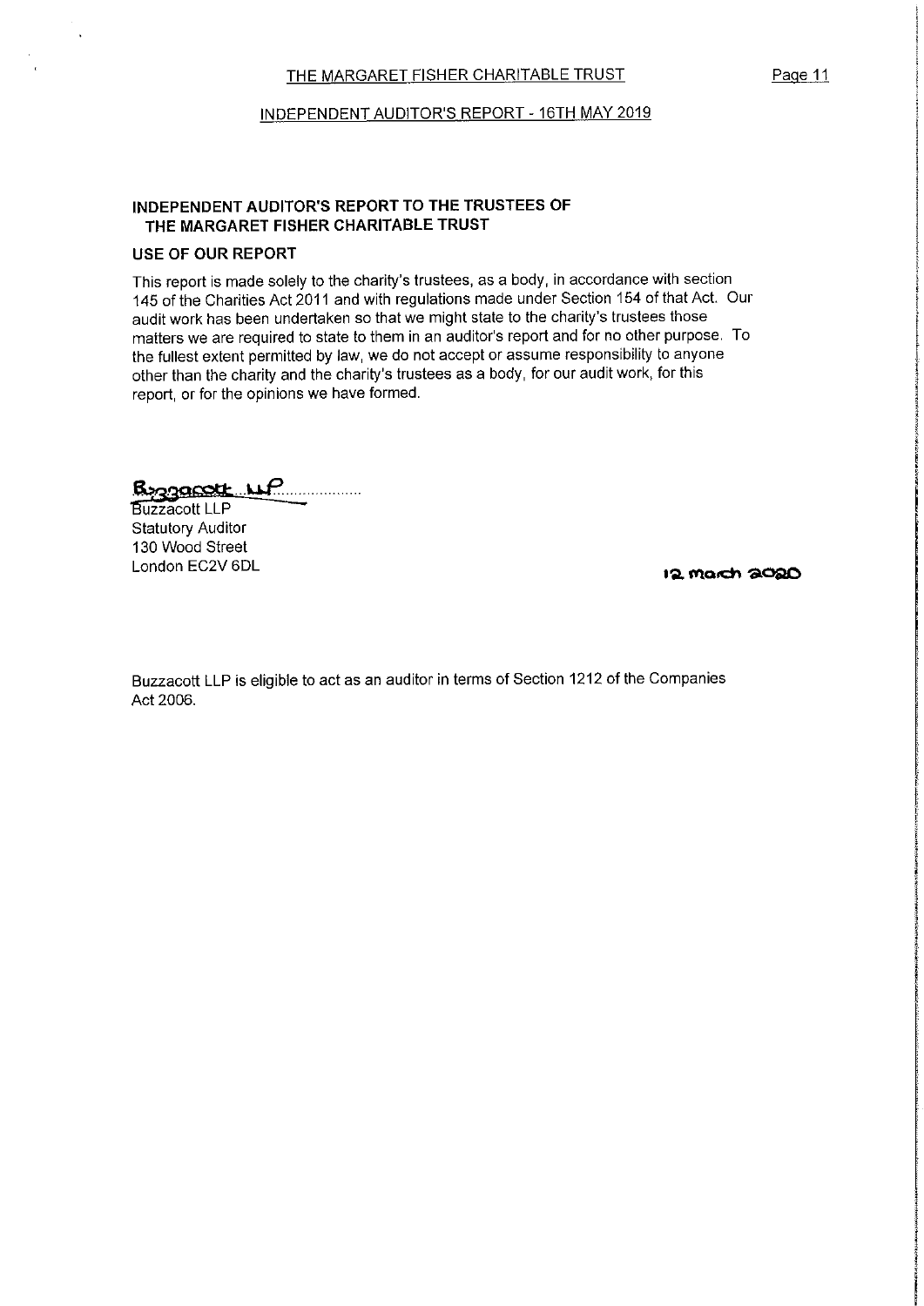## INDEPENDENT AUDITOR'S REPORT TO THE TRUSTEES OF THE MARGARET FISHER CHARITABLE TRUST

### USE OF OUR REPORT

This report is made solely to the charity's trustees, as a body, in accordance with section 145 of the Charities Act 2011 and with regulations made under Section 154 of that Act. Our audit work has been undertaken so that we might state to the charity's trustees those matters we are required to state to them in an auditor's report and for no other purpose. To the fullest extent permitted by law, we do not accept or assume responsibility to anyone other than the charity and the charity's trustees as a body, for our audit work, for this report, or for the opinions we have formed.

Buzzacott LLP

Buzzacott LLP
Statutory Auditor
130 Wood Street
London EC2V 6DL

12 March 2020

Buzzacott LLP is eligible to act as an auditor in terms of Section 1212 of the Companies Act 2006.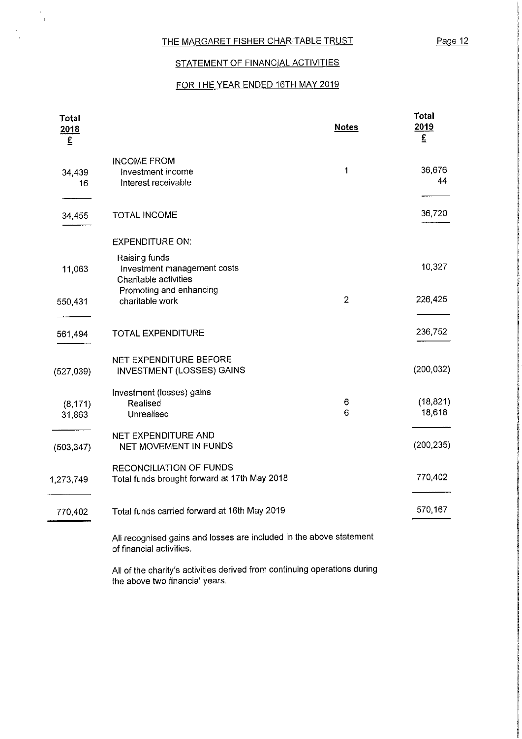# THE MARGARET FISHER CHARITABLE TRUST

## STATEMENT OF FINANCIAL ACTIVITIES

### FOR THE YEAR ENDED 16TH MAY 2019

| Total 2018 £ | | Notes | Total 2019 £ |
|---|---|---|---|
| | INCOME FROM | | |
| 34,439 | Investment income | 1 | 36,676 |
| 16 | Interest receivable | | 44 |
| 34,455 | TOTAL INCOME | | 36,720 |
| | EXPENDITURE ON: | | |
| | Raising funds | | |
| 11,063 | Investment management costs | | 10,327 |
| | Charitable activities | | |
| 550,431 | Promoting and enhancing charitable work | 2 | 226,425 |
| 561,494 | TOTAL EXPENDITURE | | 236,752 |
| (527,039) | NET EXPENDITURE BEFORE INVESTMENT (LOSSES) GAINS | | (200,032) |
| | Investment (losses) gains | | |
| (8,171) | Realised | 6 | (18,821) |
| 31,863 | Unrealised | 6 | 18,618 |
| (503,347) | NET EXPENDITURE AND NET MOVEMENT IN FUNDS | | (200,235) |
| | RECONCILIATION OF FUNDS | | |
| 1,273,749 | Total funds brought forward at 17th May 2018 | | 770,402 |
| 770,402 | Total funds carried forward at 16th May 2019 | | 570,167 |

All recognised gains and losses are included in the above statement of financial activities.

All of the charity's activities derived from continuing operations during the above two financial years.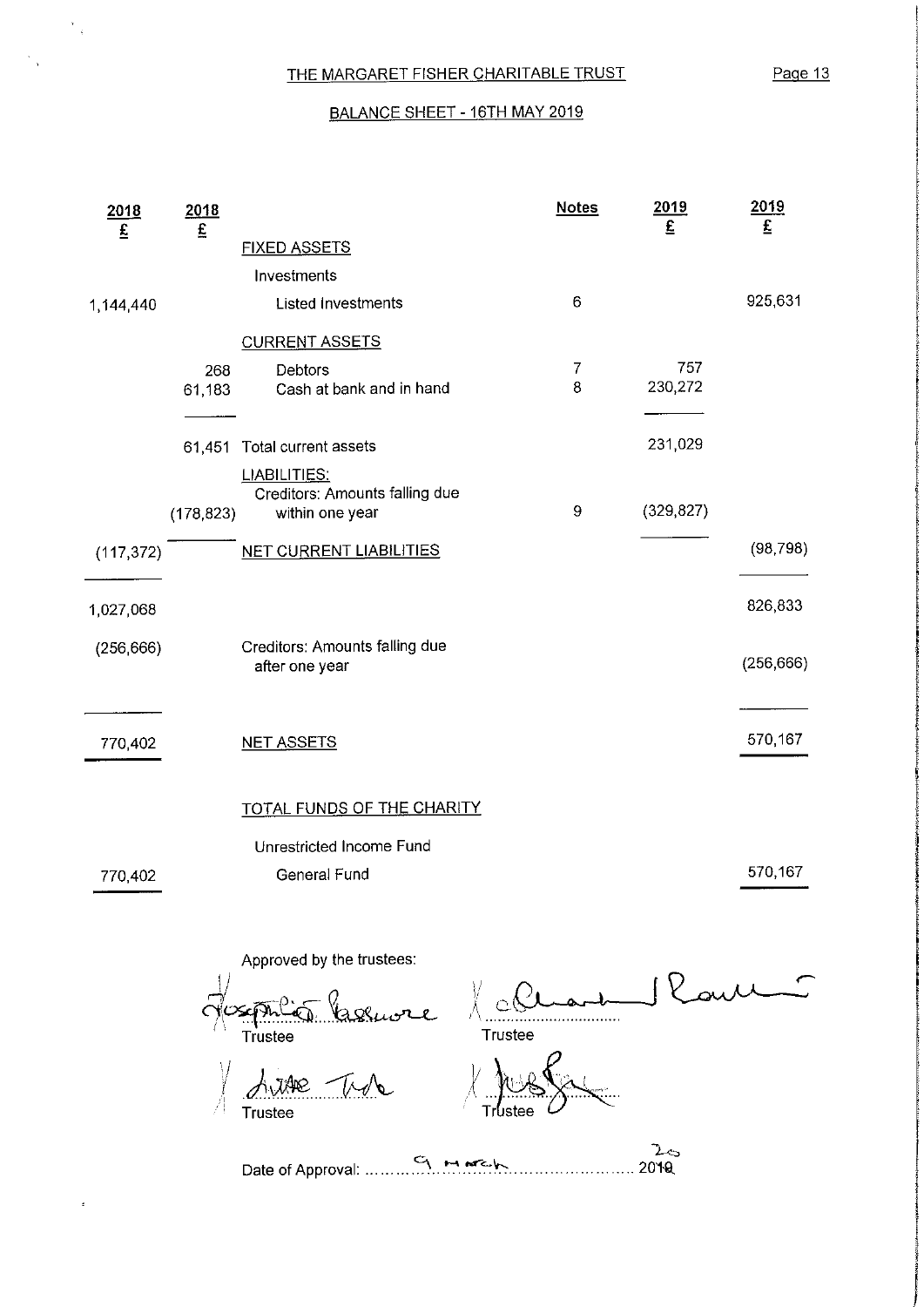# THE MARGARET FISHER CHARITABLE TRUST

## BALANCE SHEET - 16TH MAY 2019

| 2018 £ | 2018 £ | | Notes | 2019 £ | 2019 £ |
|---|---|---|---|---|---|
| | | FIXED ASSETS | | | |
| | | Investments | | | |
| 1,144,440 | | Listed Investments | 6 | | 925,631 |
| | | CURRENT ASSETS | | | |
| | 268 | Debtors | 7 | 757 | |
| | 61,183 | Cash at bank and in hand | 8 | 230,272 | |
| | 61,451 | Total current assets | | 231,029 | |
| | | LIABILITIES: | | | |
| | (178,823) | Creditors: Amounts falling due within one year | 9 | (329,827) | |
| (117,372) | | NET CURRENT LIABILITIES | | | (98,798) |
| 1,027,068 | | | | | 826,833 |
| (256,666) | | Creditors: Amounts falling due after one year | | | (256,666) |
| 770,402 | | NET ASSETS | | | 570,167 |
| | | TOTAL FUNDS OF THE CHARITY | | | |
| | | Unrestricted Income Fund | | | |
| 770,402 | | General Fund | | | 570,167 |

Approved by the trustees:

Josephine Passmore
Trustee

Richard Rault
Trustee

Lizzie Tuck
Trustee

[signature]
Trustee

Date of Approval: 9 March 2020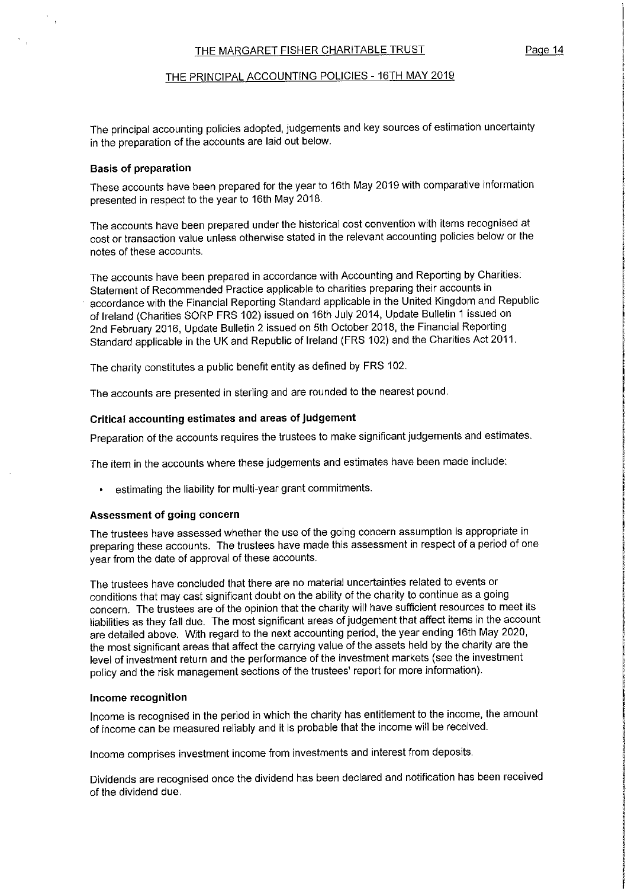## THE MARGARET FISHER CHARITABLE TRUST

### THE PRINCIPAL ACCOUNTING POLICIES - 16TH MAY 2019

The principal accounting policies adopted, judgements and key sources of estimation uncertainty in the preparation of the accounts are laid out below.

**Basis of preparation**

These accounts have been prepared for the year to 16th May 2019 with comparative information presented in respect to the year to 16th May 2018.

The accounts have been prepared under the historical cost convention with items recognised at cost or transaction value unless otherwise stated in the relevant accounting policies below or the notes of these accounts.

The accounts have been prepared in accordance with Accounting and Reporting by Charities: Statement of Recommended Practice applicable to charities preparing their accounts in accordance with the Financial Reporting Standard applicable in the United Kingdom and Republic of Ireland (Charities SORP FRS 102) issued on 16th July 2014, Update Bulletin 1 issued on 2nd February 2016, Update Bulletin 2 issued on 5th October 2018, the Financial Reporting Standard applicable in the UK and Republic of Ireland (FRS 102) and the Charities Act 2011.

The charity constitutes a public benefit entity as defined by FRS 102.

The accounts are presented in sterling and are rounded to the nearest pound.

**Critical accounting estimates and areas of judgement**

Preparation of the accounts requires the trustees to make significant judgements and estimates.

The item in the accounts where these judgements and estimates have been made include:

- estimating the liability for multi-year grant commitments.

**Assessment of going concern**

The trustees have assessed whether the use of the going concern assumption is appropriate in preparing these accounts. The trustees have made this assessment in respect of a period of one year from the date of approval of these accounts.

The trustees have concluded that there are no material uncertainties related to events or conditions that may cast significant doubt on the ability of the charity to continue as a going concern. The trustees are of the opinion that the charity will have sufficient resources to meet its liabilities as they fall due. The most significant areas of judgement that affect items in the account are detailed above. With regard to the next accounting period, the year ending 16th May 2020, the most significant areas that affect the carrying value of the assets held by the charity are the level of investment return and the performance of the investment markets (see the investment policy and the risk management sections of the trustees' report for more information).

**Income recognition**

Income is recognised in the period in which the charity has entitlement to the income, the amount of income can be measured reliably and it is probable that the income will be received.

Income comprises investment income from investments and interest from deposits.

Dividends are recognised once the dividend has been declared and notification has been received of the dividend due.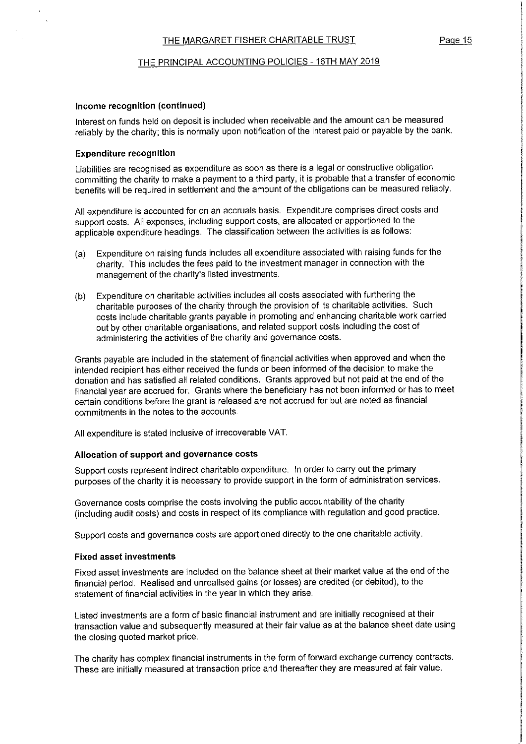### Income recognition (continued)

Interest on funds held on deposit is included when receivable and the amount can be measured reliably by the charity; this is normally upon notification of the interest paid or payable by the bank.

### Expenditure recognition

Liabilities are recognised as expenditure as soon as there is a legal or constructive obligation committing the charity to make a payment to a third party, it is probable that a transfer of economic benefits will be required in settlement and the amount of the obligations can be measured reliably.

All expenditure is accounted for on an accruals basis. Expenditure comprises direct costs and support costs. All expenses, including support costs, are allocated or apportioned to the applicable expenditure headings. The classification between the activities is as follows:

(a) Expenditure on raising funds includes all expenditure associated with raising funds for the charity. This includes the fees paid to the investment manager in connection with the management of the charity's listed investments.

(b) Expenditure on charitable activities includes all costs associated with furthering the charitable purposes of the charity through the provision of its charitable activities. Such costs include charitable grants payable in promoting and enhancing charitable work carried out by other charitable organisations, and related support costs including the cost of administering the activities of the charity and governance costs.

Grants payable are included in the statement of financial activities when approved and when the intended recipient has either received the funds or been informed of the decision to make the donation and has satisfied all related conditions. Grants approved but not paid at the end of the financial year are accrued for. Grants where the beneficiary has not been informed or has to meet certain conditions before the grant is released are not accrued for but are noted as financial commitments in the notes to the accounts.

All expenditure is stated inclusive of irrecoverable VAT.

### Allocation of support and governance costs

Support costs represent indirect charitable expenditure. In order to carry out the primary purposes of the charity it is necessary to provide support in the form of administration services.

Governance costs comprise the costs involving the public accountability of the charity (including audit costs) and costs in respect of its compliance with regulation and good practice.

Support costs and governance costs are apportioned directly to the one charitable activity.

### Fixed asset investments

Fixed asset investments are included on the balance sheet at their market value at the end of the financial period. Realised and unrealised gains (or losses) are credited (or debited), to the statement of financial activities in the year in which they arise.

Listed investments are a form of basic financial instrument and are initially recognised at their transaction value and subsequently measured at their fair value as at the balance sheet date using the closing quoted market price.

The charity has complex financial instruments in the form of forward exchange currency contracts. These are initially measured at transaction price and thereafter they are measured at fair value.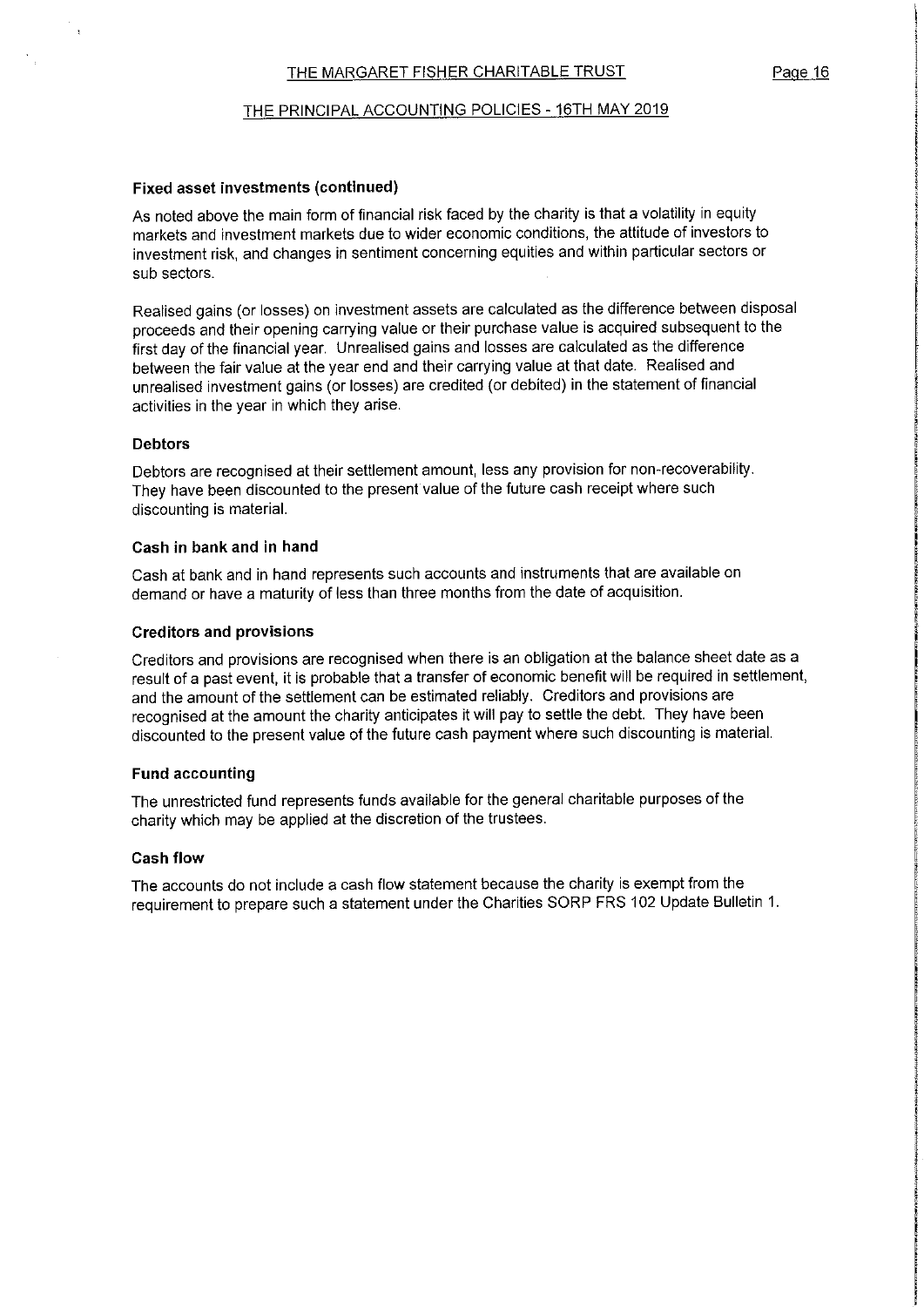### Fixed asset investments (continued)

As noted above the main form of financial risk faced by the charity is that a volatility in equity markets and investment markets due to wider economic conditions, the attitude of investors to investment risk, and changes in sentiment concerning equities and within particular sectors or sub sectors.

Realised gains (or losses) on investment assets are calculated as the difference between disposal proceeds and their opening carrying value or their purchase value is acquired subsequent to the first day of the financial year. Unrealised gains and losses are calculated as the difference between the fair value at the year end and their carrying value at that date. Realised and unrealised investment gains (or losses) are credited (or debited) in the statement of financial activities in the year in which they arise.

### Debtors

Debtors are recognised at their settlement amount, less any provision for non-recoverability. They have been discounted to the present value of the future cash receipt where such discounting is material.

### Cash in bank and in hand

Cash at bank and in hand represents such accounts and instruments that are available on demand or have a maturity of less than three months from the date of acquisition.

### Creditors and provisions

Creditors and provisions are recognised when there is an obligation at the balance sheet date as a result of a past event, it is probable that a transfer of economic benefit will be required in settlement, and the amount of the settlement can be estimated reliably. Creditors and provisions are recognised at the amount the charity anticipates it will pay to settle the debt. They have been discounted to the present value of the future cash payment where such discounting is material.

### Fund accounting

The unrestricted fund represents funds available for the general charitable purposes of the charity which may be applied at the discretion of the trustees.

### Cash flow

The accounts do not include a cash flow statement because the charity is exempt from the requirement to prepare such a statement under the Charities SORP FRS 102 Update Bulletin 1.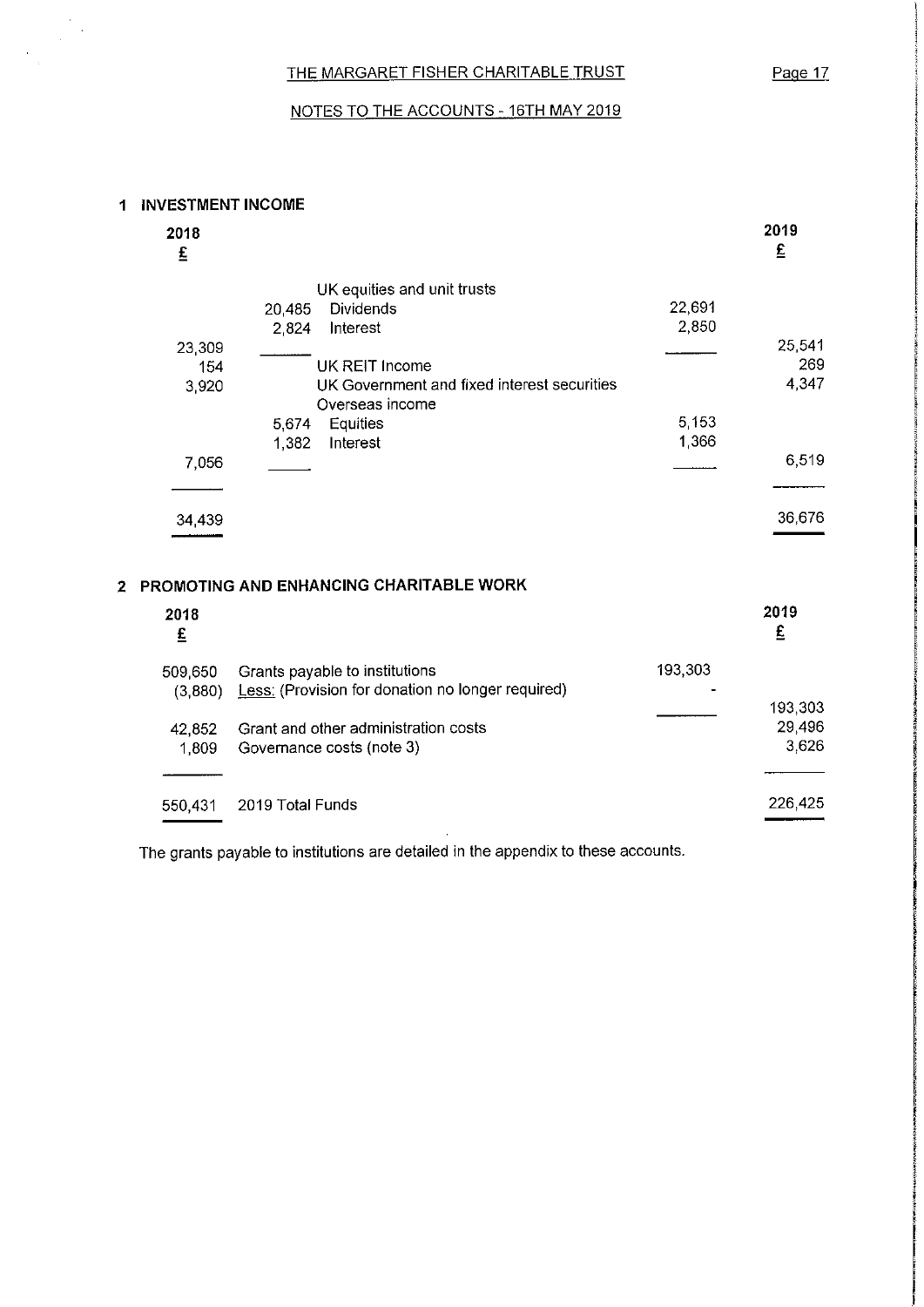THE MARGARET FISHER CHARITABLE TRUST

NOTES TO THE ACCOUNTS - 16TH MAY 2019

## 1 INVESTMENT INCOME

| 2018 £ | | | | 2019 £ |
|---|---|---|---|---|
| | | UK equities and unit trusts | | |
| | 20,485 | Dividends | 22,691 | |
| | 2,824 | Interest | 2,850 | |
| 23,309 | | | | 25,541 |
| 154 | | UK REIT Income | | 269 |
| 3,920 | | UK Government and fixed interest securities | | 4,347 |
| | | Overseas income | | |
| | 5,674 | Equities | 5,153 | |
| | 1,382 | Interest | 1,366 | |
| 7,056 | | | | 6,519 |
| 34,439 | | | | 36,676 |

## 2 PROMOTING AND ENHANCING CHARITABLE WORK

| 2018 £ | | | 2019 £ |
|---|---|---|---|
| 509,650 | Grants payable to institutions | 193,303 | |
| (3,880) | Less: (Provision for donation no longer required) | - | |
| | | | 193,303 |
| 42,852 | Grant and other administration costs | | 29,496 |
| 1,809 | Governance costs (note 3) | | 3,626 |
| 550,431 | 2019 Total Funds | | 226,425 |

The grants payable to institutions are detailed in the appendix to these accounts.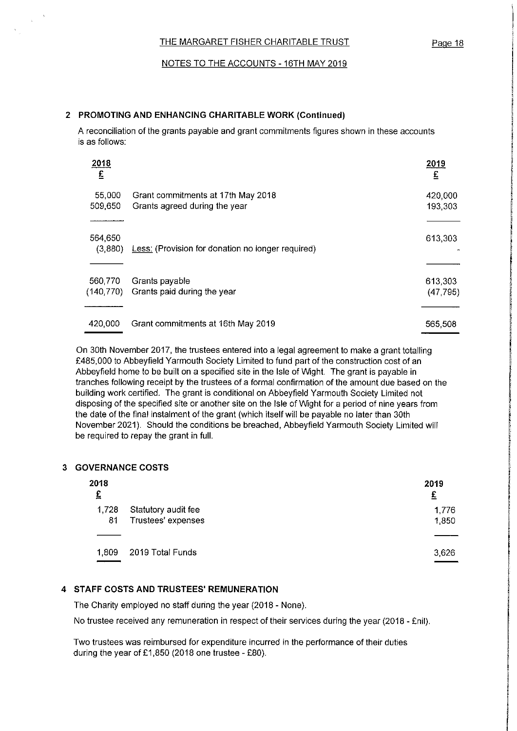## 2 PROMOTING AND ENHANCING CHARITABLE WORK (Continued)

A reconciliation of the grants payable and grant commitments figures shown in these accounts is as follows:

| 2018 £ | | 2019 £ |
|---|---|---|
| 55,000 | Grant commitments at 17th May 2018 | 420,000 |
| 509,650 | Grants agreed during the year | 193,303 |
| 564,650 | | 613,303 |
| (3,880) | Less: (Provision for donation no longer required) | - |
| 560,770 | Grants payable | 613,303 |
| (140,770) | Grants paid during the year | (47,795) |
| 420,000 | Grant commitments at 16th May 2019 | 565,508 |

On 30th November 2017, the trustees entered into a legal agreement to make a grant totalling £485,000 to Abbeyfield Yarmouth Society Limited to fund part of the construction cost of an Abbeyfield home to be built on a specified site in the Isle of Wight. The grant is payable in tranches following receipt by the trustees of a formal confirmation of the amount due based on the building work certified. The grant is conditional on Abbeyfield Yarmouth Society Limited not disposing of the specified site or another site on the Isle of Wight for a period of nine years from the date of the final instalment of the grant (which itself will be payable no later than 30th November 2021). Should the conditions be breached, Abbeyfield Yarmouth Society Limited will be required to repay the grant in full.

## 3 GOVERNANCE COSTS

| 2018 £ | | 2019 £ |
|---|---|---|
| 1,728 | Statutory audit fee | 1,776 |
| 81 | Trustees' expenses | 1,850 |
| 1,809 | 2019 Total Funds | 3,626 |

## 4 STAFF COSTS AND TRUSTEES' REMUNERATION

The Charity employed no staff during the year (2018 - None).

No trustee received any remuneration in respect of their services during the year (2018 - £nil).

Two trustees was reimbursed for expenditure incurred in the performance of their duties during the year of £1,850 (2018 one trustee - £80).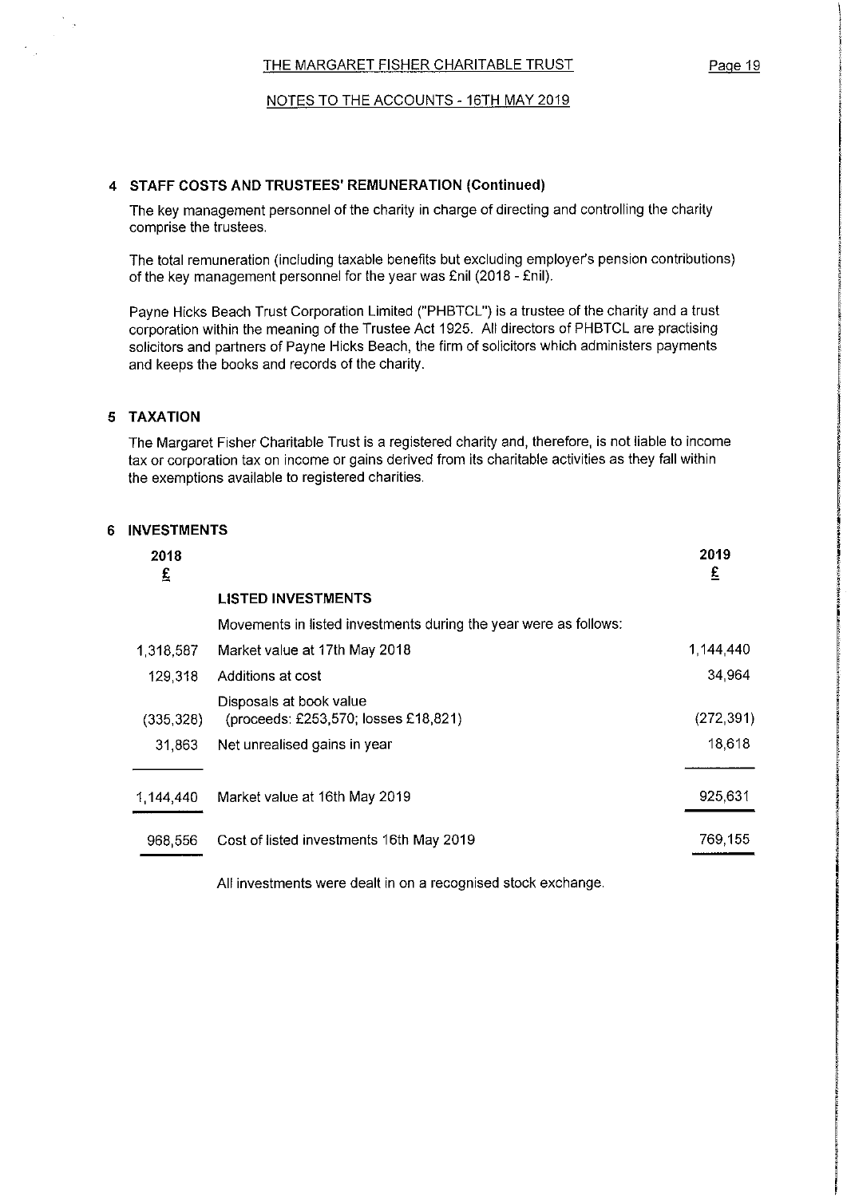## 4 STAFF COSTS AND TRUSTEES' REMUNERATION (Continued)

The key management personnel of the charity in charge of directing and controlling the charity comprise the trustees.

The total remuneration (including taxable benefits but excluding employer's pension contributions) of the key management personnel for the year was £nil (2018 - £nil).

Payne Hicks Beach Trust Corporation Limited ("PHBTCL") is a trustee of the charity and a trust corporation within the meaning of the Trustee Act 1925. All directors of PHBTCL are practising solicitors and partners of Payne Hicks Beach, the firm of solicitors which administers payments and keeps the books and records of the charity.

## 5 TAXATION

The Margaret Fisher Charitable Trust is a registered charity and, therefore, is not liable to income tax or corporation tax on income or gains derived from its charitable activities as they fall within the exemptions available to registered charities.

## 6 INVESTMENTS

| 2018 £ | | 2019 £ |
|---|---|---|
| | **LISTED INVESTMENTS** | |
| | Movements in listed investments during the year were as follows: | |
| 1,318,587 | Market value at 17th May 2018 | 1,144,440 |
| 129,318 | Additions at cost | 34,964 |
| (335,328) | Disposals at book value (proceeds: £253,570; losses £18,821) | (272,391) |
| 31,863 | Net unrealised gains in year | 18,618 |
| 1,144,440 | Market value at 16th May 2019 | 925,631 |
| 968,556 | Cost of listed investments 16th May 2019 | 769,155 |

All investments were dealt in on a recognised stock exchange.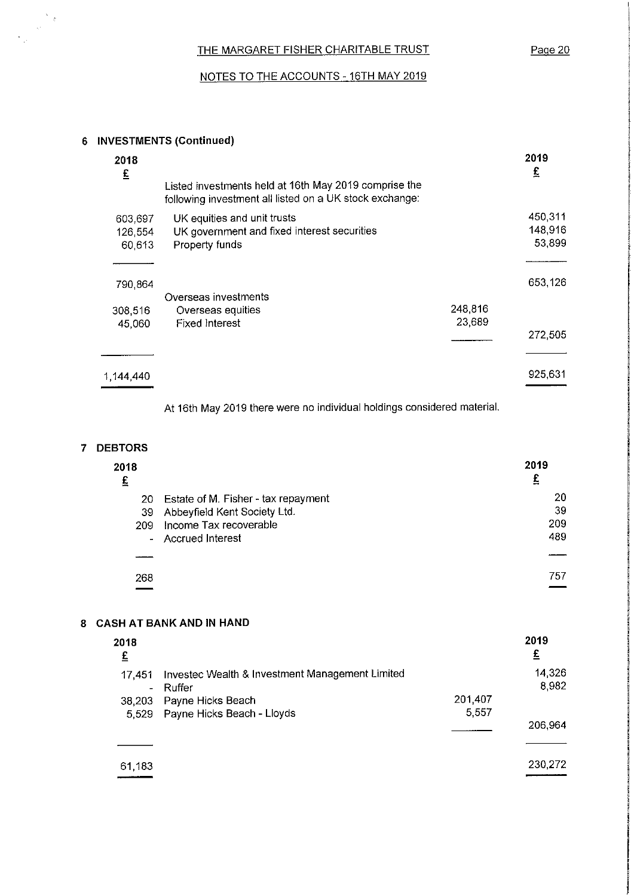## NOTES TO THE ACCOUNTS - 16TH MAY 2019

### 6 INVESTMENTS (Continued)

| 2018 £ | | | 2019 £ |
| --- | --- | --- | --- |
| | Listed investments held at 16th May 2019 comprise the following investment all listed on a UK stock exchange: | | |
| 603,697 | UK equities and unit trusts | | 450,311 |
| 126,554 | UK government and fixed interest securities | | 148,916 |
| 60,613 | Property funds | | 53,899 |
| 790,864 | | | 653,126 |
| | Overseas investments | | |
| 308,516 | Overseas equities | 248,816 | |
| 45,060 | Fixed Interest | 23,689 | |
| | | | 272,505 |
| 1,144,440 | | | 925,631 |

At 16th May 2019 there were no individual holdings considered material.

### 7 DEBTORS

| 2018 £ | | 2019 £ |
| --- | --- | --- |
| 20 | Estate of M. Fisher - tax repayment | 20 |
| 39 | Abbeyfield Kent Society Ltd. | 39 |
| 209 | Income Tax recoverable | 209 |
| - | Accrued Interest | 489 |
| 268 | | 757 |

### 8 CASH AT BANK AND IN HAND

| 2018 £ | | | 2019 £ |
| --- | --- | --- | --- |
| 17,451 | Investec Wealth & Investment Management Limited | | 14,326 |
| - | Ruffer | | 8,982 |
| 38,203 | Payne Hicks Beach | 201,407 | |
| 5,529 | Payne Hicks Beach - Lloyds | 5,557 | |
| | | | 206,964 |
| 61,183 | | | 230,272 |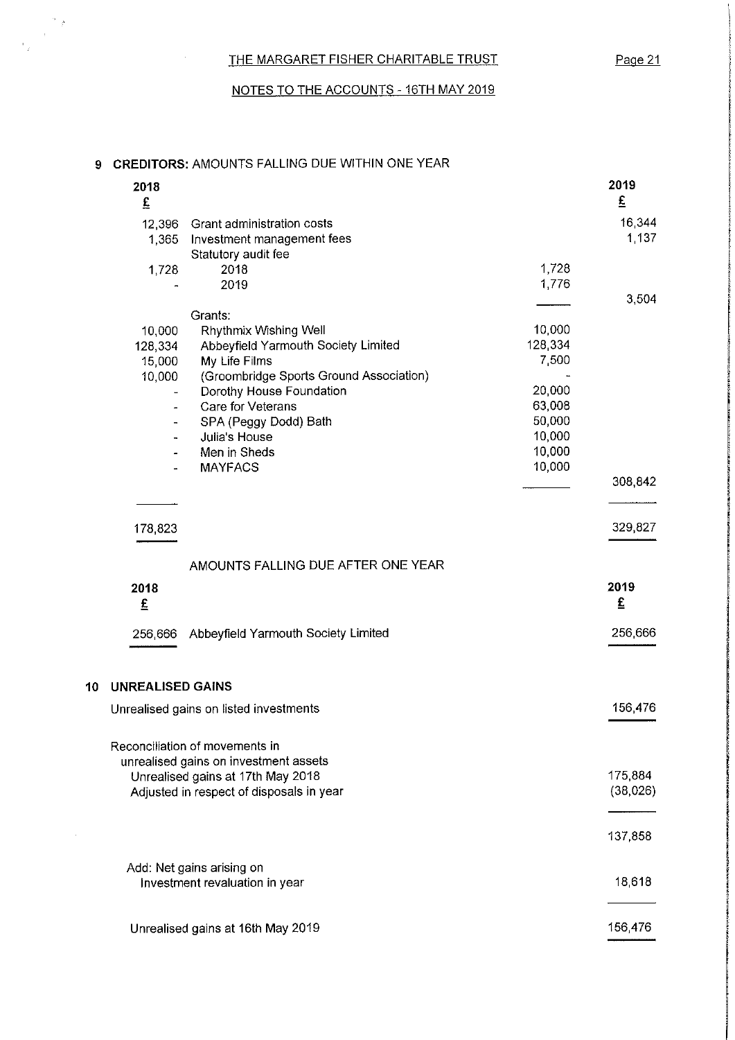## NOTES TO THE ACCOUNTS - 16TH MAY 2019

### 9 CREDITORS: AMOUNTS FALLING DUE WITHIN ONE YEAR

| 2018 £ | | | 2019 £ |
|---|---|---|---|
| 12,396 | Grant administration costs | | 16,344 |
| 1,365 | Investment management fees | | 1,137 |
| | Statutory audit fee | | |
| 1,728 | 2018 | 1,728 | |
| - | 2019 | 1,776 | |
| | | | 3,504 |
| | Grants: | | |
| 10,000 | Rhythmix Wishing Well | 10,000 | |
| 128,334 | Abbeyfield Yarmouth Society Limited | 128,334 | |
| 15,000 | My Life Films | 7,500 | |
| 10,000 | (Groombridge Sports Ground Association) | - | |
| - | Dorothy House Foundation | 20,000 | |
| - | Care for Veterans | 63,008 | |
| - | SPA (Peggy Dodd) Bath | 50,000 | |
| - | Julia's House | 10,000 | |
| - | Men in Sheds | 10,000 | |
| - | MAYFACS | 10,000 | |
| | | | 308,842 |
| 178,823 | | | 329,827 |

AMOUNTS FALLING DUE AFTER ONE YEAR

| 2018 £ | | 2019 £ |
|---|---|---|
| 256,666 | Abbeyfield Yarmouth Society Limited | 256,666 |

### 10 UNREALISED GAINS

| | £ |
|---|---|
| Unrealised gains on listed investments | 156,476 |
| Reconciliation of movements in unrealised gains on investment assets | |
| Unrealised gains at 17th May 2018 | 175,884 |
| Adjusted in respect of disposals in year | (38,026) |
| | 137,858 |
| Add: Net gains arising on Investment revaluation in year | 18,618 |
| Unrealised gains at 16th May 2019 | 156,476 |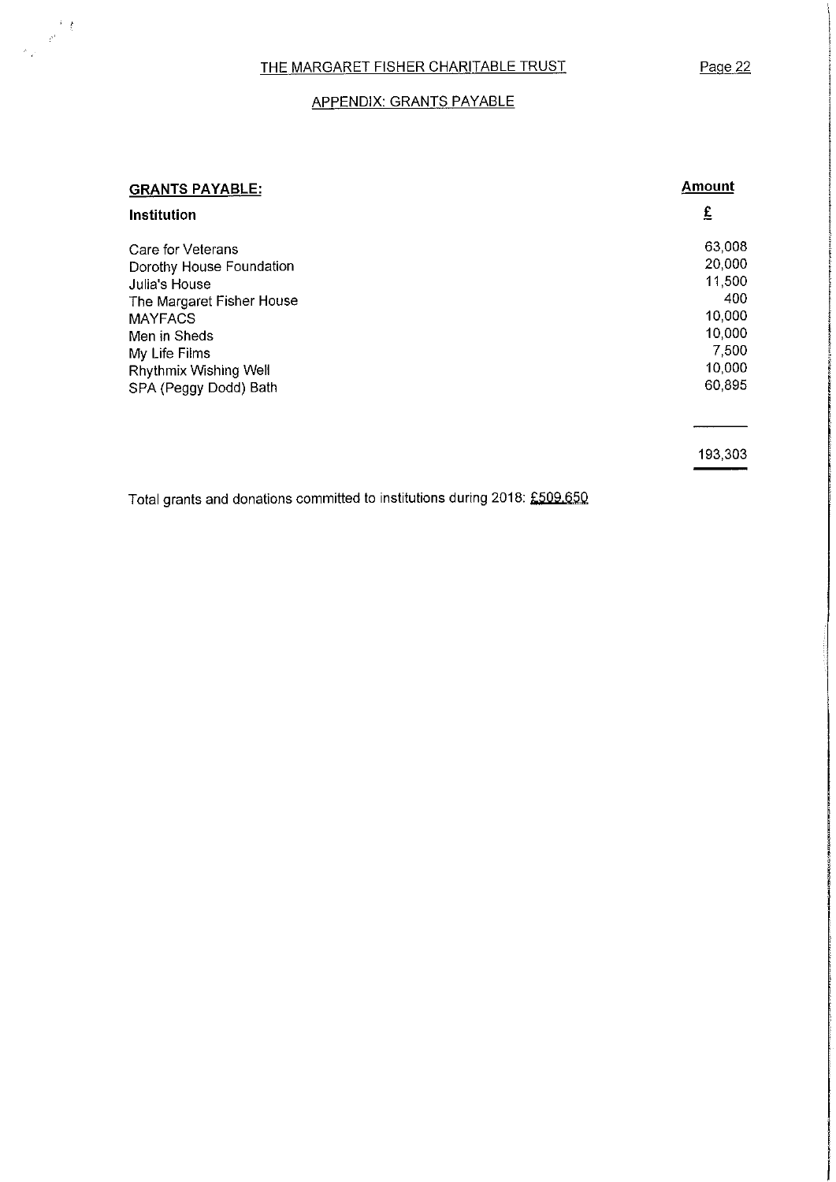## APPENDIX: GRANTS PAYABLE

| GRANTS PAYABLE:<br>Institution | Amount<br>£ |
|---|---|
| Care for Veterans | 63,008 |
| Dorothy House Foundation | 20,000 |
| Julia's House | 11,500 |
| The Margaret Fisher House | 400 |
| MAYFACS | 10,000 |
| Men in Sheds | 10,000 |
| My Life Films | 7,500 |
| Rhythmix Wishing Well | 10,000 |
| SPA (Peggy Dodd) Bath | 60,895 |
| | 193,303 |

Total grants and donations committed to institutions during 2018: £509,650